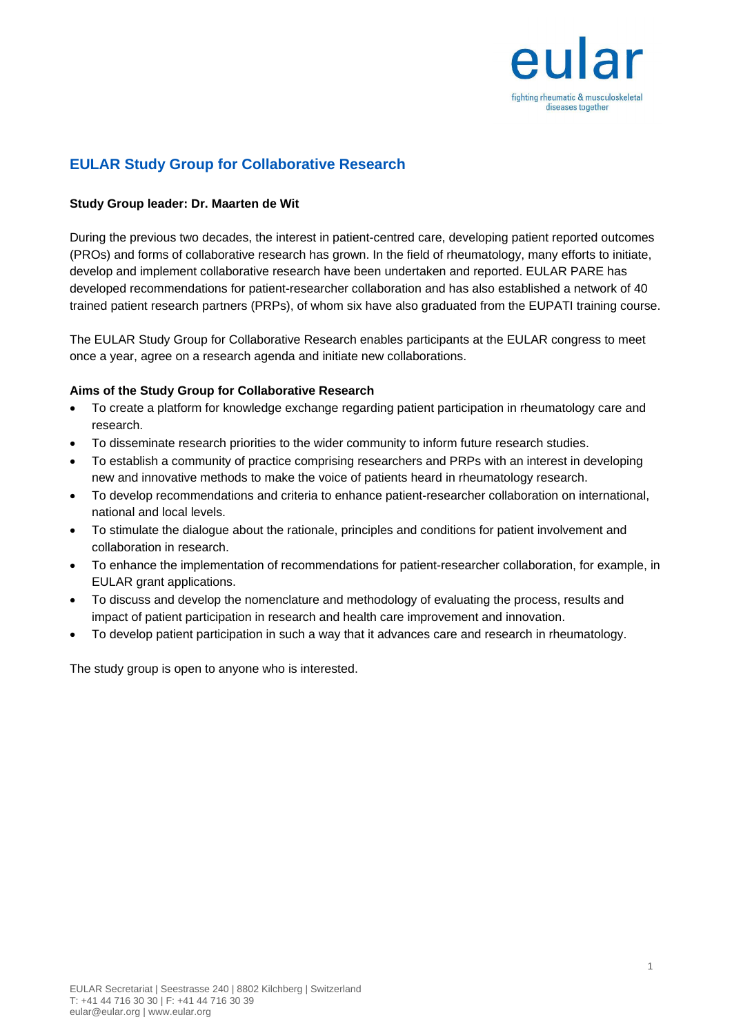# EULAR Study Group for Collaborative Research

**Study Group leader: Dr. Maarten de Wit**

During the previous two decades, the interest in patient-centred care, developing patient reported outcomes (PROs) and forms of collaborative research has grown. In the field of rheumatology, many efforts to initiate, develop and implement collaborative research have been undertaken and reported. EULAR PARE has developed recommendations for patient-researcher collaboration and has also established a network of 40 trained patient research partners (PRPs), of whom six have also graduated from the EUPATI training course.

The EULAR Study Group for Collaborative Research enables participants at the EULAR congress to meet once a year, agree on a research agenda and initiate new collaborations.

**Aims of the Study Group for Collaborative Research**

- To create a platform for knowledge exchange regarding patient participation in rheumatology care and research.
- To disseminate research priorities to the wider community to inform future research studies.
- To establish a community of practice comprising researchers and PRPs with an interest in developing new and innovative methods to make the voice of patients heard in rheumatology research.
- To develop recommendations and criteria to enhance patient-researcher collaboration on international, national and local levels.
- To stimulate the dialogue about the rationale, principles and conditions for patient involvement and collaboration in research.
- To enhance the implementation of recommendations for patient-researcher collaboration, for example, in EULAR grant applications.
- To discuss and develop the nomenclature and methodology of evaluating the process, results and impact of patient participation in research and health care improvement and innovation.
- To develop patient participation in such a way that it advances care and research in rheumatology.

The study group is open to anyone who is interested.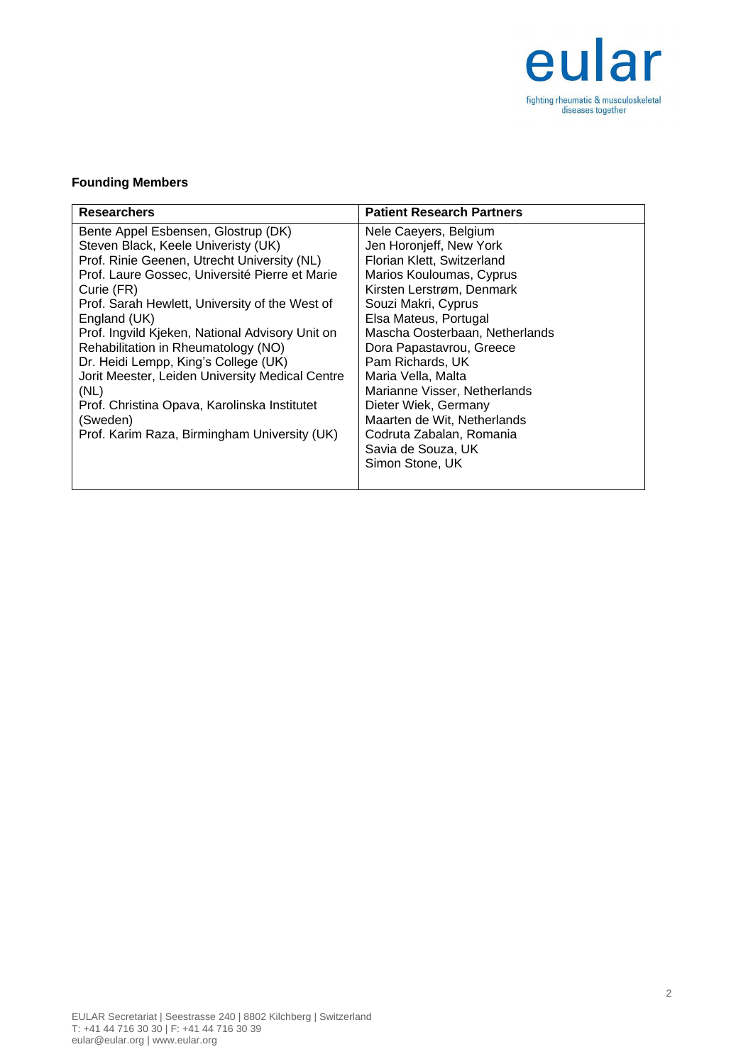**Founding Members**

| Researchers | Patient Research Partners |
|---|---|
| Bente Appel Esbensen, Glostrup (DK)<br>Steven Black, Keele Univeristy (UK)<br>Prof. Rinie Geenen, Utrecht University (NL)<br>Prof. Laure Gossec, Université Pierre et Marie Curie (FR)<br>Prof. Sarah Hewlett, University of the West of England (UK)<br>Prof. Ingvild Kjeken, National Advisory Unit on Rehabilitation in Rheumatology (NO)<br>Dr. Heidi Lempp, King's College (UK)<br>Jorit Meester, Leiden University Medical Centre (NL)<br>Prof. Christina Opava, Karolinska Institutet (Sweden)<br>Prof. Karim Raza, Birmingham University (UK) | Nele Caeyers, Belgium<br>Jen Horonjeff, New York<br>Florian Klett, Switzerland<br>Marios Kouloumas, Cyprus<br>Kirsten Lerstrøm, Denmark<br>Souzi Makri, Cyprus<br>Elsa Mateus, Portugal<br>Mascha Oosterbaan, Netherlands<br>Dora Papastavrou, Greece<br>Pam Richards, UK<br>Maria Vella, Malta<br>Marianne Visser, Netherlands<br>Dieter Wiek, Germany<br>Maarten de Wit, Netherlands<br>Codruta Zabalan, Romania<br>Savia de Souza, UK<br>Simon Stone, UK |